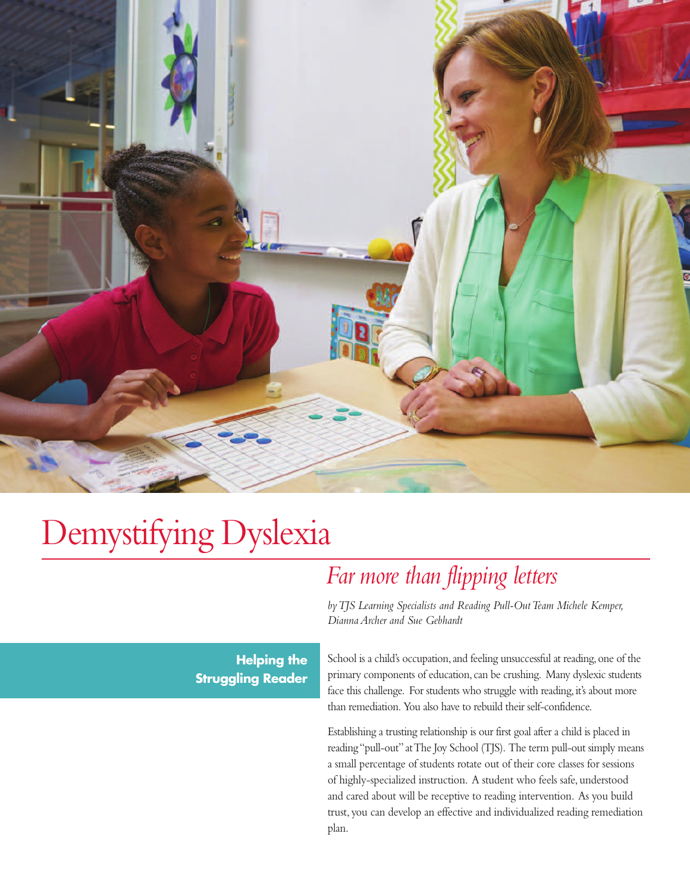# Demystifying Dyslexia

## *Far more than flipping letters*

*by TJS Learning Specialists and Reading Pull-Out Team Michele Kemper, Dianna Archer and Sue Gebhardt*

### Helping the Struggling Reader

School is a child's occupation, and feeling unsuccessful at reading, one of the primary components of education, can be crushing. Many dyslexic students face this challenge. For students who struggle with reading, it's about more than remediation. You also have to rebuild their self-confidence.

Establishing a trusting relationship is our first goal after a child is placed in reading "pull-out" at The Joy School (TJS). The term pull-out simply means a small percentage of students rotate out of their core classes for sessions of highly-specialized instruction. A student who feels safe, understood and cared about will be receptive to reading intervention. As you build trust, you can develop an effective and individualized reading remediation plan.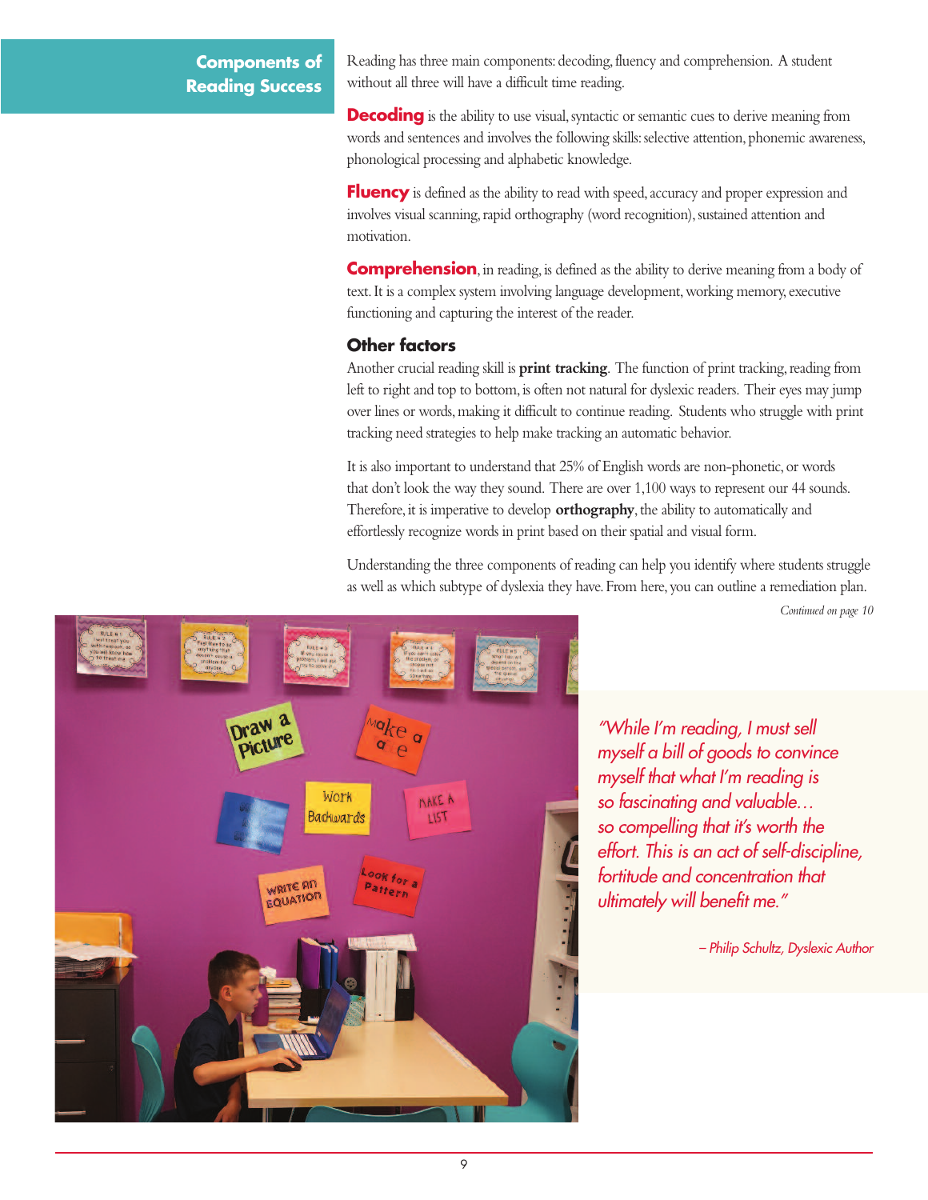## Components of Reading Success

Reading has three main components: decoding, fluency and comprehension. A student without all three will have a difficult time reading.

**Decoding** is the ability to use visual, syntactic or semantic cues to derive meaning from words and sentences and involves the following skills: selective attention, phonemic awareness, phonological processing and alphabetic knowledge.

**Fluency** is defined as the ability to read with speed, accuracy and proper expression and involves visual scanning, rapid orthography (word recognition), sustained attention and motivation.

**Comprehension**, in reading, is defined as the ability to derive meaning from a body of text. It is a complex system involving language development, working memory, executive functioning and capturing the interest of the reader.

### Other factors

Another crucial reading skill is **print tracking**. The function of print tracking, reading from left to right and top to bottom, is often not natural for dyslexic readers. Their eyes may jump over lines or words, making it difficult to continue reading. Students who struggle with print tracking need strategies to help make tracking an automatic behavior.

It is also important to understand that 25% of English words are non-phonetic, or words that don't look the way they sound. There are over 1,100 ways to represent our 44 sounds. Therefore, it is imperative to develop **orthography**, the ability to automatically and effortlessly recognize words in print based on their spatial and visual form.

Understanding the three components of reading can help you identify where students struggle as well as which subtype of dyslexia they have. From here, you can outline a remediation plan.

*Continued on page 10*

*"While I'm reading, I must sell myself a bill of goods to convince myself that what I'm reading is so fascinating and valuable… so compelling that it's worth the effort. This is an act of self-discipline, fortitude and concentration that ultimately will benefit me."*

*– Philip Schultz, Dyslexic Author*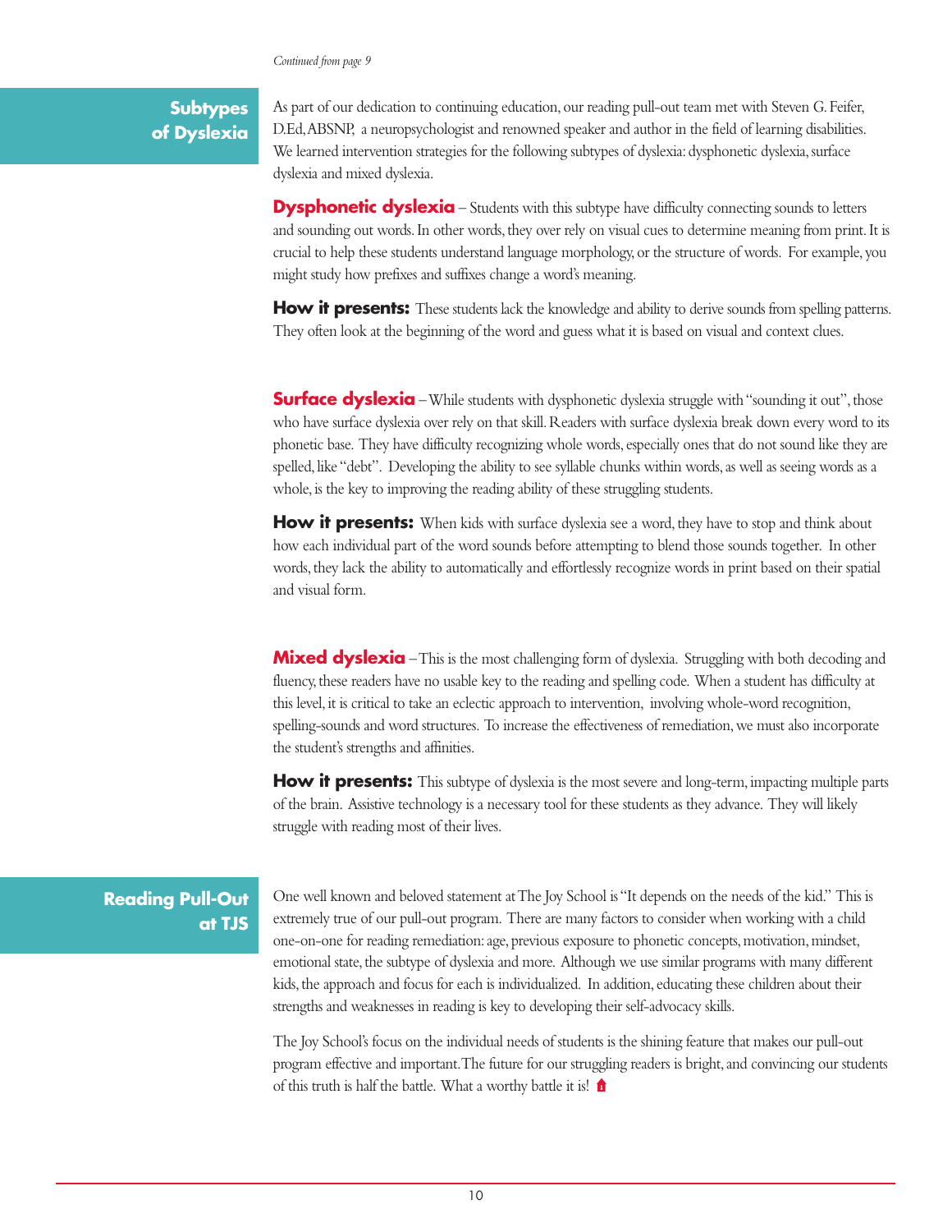*Continued from page 9*

## Subtypes of Dyslexia

As part of our dedication to continuing education, our reading pull-out team met with Steven G. Feifer, D.Ed, ABSNP, a neuropsychologist and renowned speaker and author in the field of learning disabilities. We learned intervention strategies for the following subtypes of dyslexia: dysphonetic dyslexia, surface dyslexia and mixed dyslexia.

**Dysphonetic dyslexia** – Students with this subtype have difficulty connecting sounds to letters and sounding out words. In other words, they over rely on visual cues to determine meaning from print. It is crucial to help these students understand language morphology, or the structure of words. For example, you might study how prefixes and suffixes change a word's meaning.

**How it presents:** These students lack the knowledge and ability to derive sounds from spelling patterns. They often look at the beginning of the word and guess what it is based on visual and context clues.

**Surface dyslexia** – While students with dysphonetic dyslexia struggle with "sounding it out", those who have surface dyslexia over rely on that skill. Readers with surface dyslexia break down every word to its phonetic base. They have difficulty recognizing whole words, especially ones that do not sound like they are spelled, like "debt". Developing the ability to see syllable chunks within words, as well as seeing words as a whole, is the key to improving the reading ability of these struggling students.

**How it presents:** When kids with surface dyslexia see a word, they have to stop and think about how each individual part of the word sounds before attempting to blend those sounds together. In other words, they lack the ability to automatically and effortlessly recognize words in print based on their spatial and visual form.

**Mixed dyslexia** – This is the most challenging form of dyslexia. Struggling with both decoding and fluency, these readers have no usable key to the reading and spelling code. When a student has difficulty at this level, it is critical to take an eclectic approach to intervention, involving whole-word recognition, spelling-sounds and word structures. To increase the effectiveness of remediation, we must also incorporate the student's strengths and affinities.

**How it presents:** This subtype of dyslexia is the most severe and long-term, impacting multiple parts of the brain. Assistive technology is a necessary tool for these students as they advance. They will likely struggle with reading most of their lives.

## Reading Pull-Out at TJS

One well known and beloved statement at The Joy School is "It depends on the needs of the kid." This is extremely true of our pull-out program. There are many factors to consider when working with a child one-on-one for reading remediation: age, previous exposure to phonetic concepts, motivation, mindset, emotional state, the subtype of dyslexia and more. Although we use similar programs with many different kids, the approach and focus for each is individualized. In addition, educating these children about their strengths and weaknesses in reading is key to developing their self-advocacy skills.

The Joy School's focus on the individual needs of students is the shining feature that makes our pull-out program effective and important. The future for our struggling readers is bright, and convincing our students of this truth is half the battle. What a worthy battle it is!